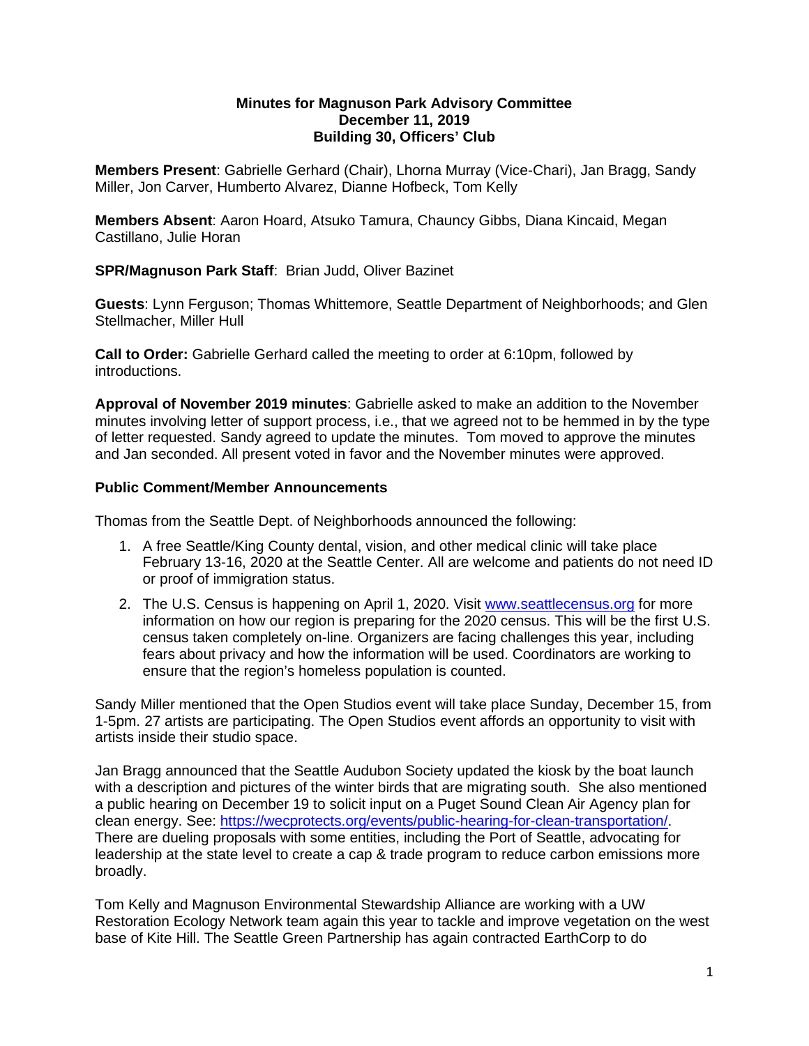**Minutes for Magnuson Park Advisory Committee**
**December 11, 2019**
**Building 30, Officers' Club**

**Members Present**: Gabrielle Gerhard (Chair), Lhorna Murray (Vice-Chari), Jan Bragg, Sandy Miller, Jon Carver, Humberto Alvarez, Dianne Hofbeck, Tom Kelly

**Members Absent**: Aaron Hoard, Atsuko Tamura, Chauncy Gibbs, Diana Kincaid, Megan Castillano, Julie Horan

**SPR/Magnuson Park Staff**: Brian Judd, Oliver Bazinet

**Guests**: Lynn Ferguson; Thomas Whittemore, Seattle Department of Neighborhoods; and Glen Stellmacher, Miller Hull

**Call to Order:** Gabrielle Gerhard called the meeting to order at 6:10pm, followed by introductions.

**Approval of November 2019 minutes**: Gabrielle asked to make an addition to the November minutes involving letter of support process, i.e., that we agreed not to be hemmed in by the type of letter requested. Sandy agreed to update the minutes. Tom moved to approve the minutes and Jan seconded. All present voted in favor and the November minutes were approved.

**Public Comment/Member Announcements**

Thomas from the Seattle Dept. of Neighborhoods announced the following:

1. A free Seattle/King County dental, vision, and other medical clinic will take place February 13-16, 2020 at the Seattle Center. All are welcome and patients do not need ID or proof of immigration status.
2. The U.S. Census is happening on April 1, 2020. Visit www.seattlecensus.org for more information on how our region is preparing for the 2020 census. This will be the first U.S. census taken completely on-line. Organizers are facing challenges this year, including fears about privacy and how the information will be used. Coordinators are working to ensure that the region's homeless population is counted.

Sandy Miller mentioned that the Open Studios event will take place Sunday, December 15, from 1-5pm. 27 artists are participating. The Open Studios event affords an opportunity to visit with artists inside their studio space.

Jan Bragg announced that the Seattle Audubon Society updated the kiosk by the boat launch with a description and pictures of the winter birds that are migrating south. She also mentioned a public hearing on December 19 to solicit input on a Puget Sound Clean Air Agency plan for clean energy. See: https://wecprotects.org/events/public-hearing-for-clean-transportation/. There are dueling proposals with some entities, including the Port of Seattle, advocating for leadership at the state level to create a cap & trade program to reduce carbon emissions more broadly.

Tom Kelly and Magnuson Environmental Stewardship Alliance are working with a UW Restoration Ecology Network team again this year to tackle and improve vegetation on the west base of Kite Hill. The Seattle Green Partnership has again contracted EarthCorp to do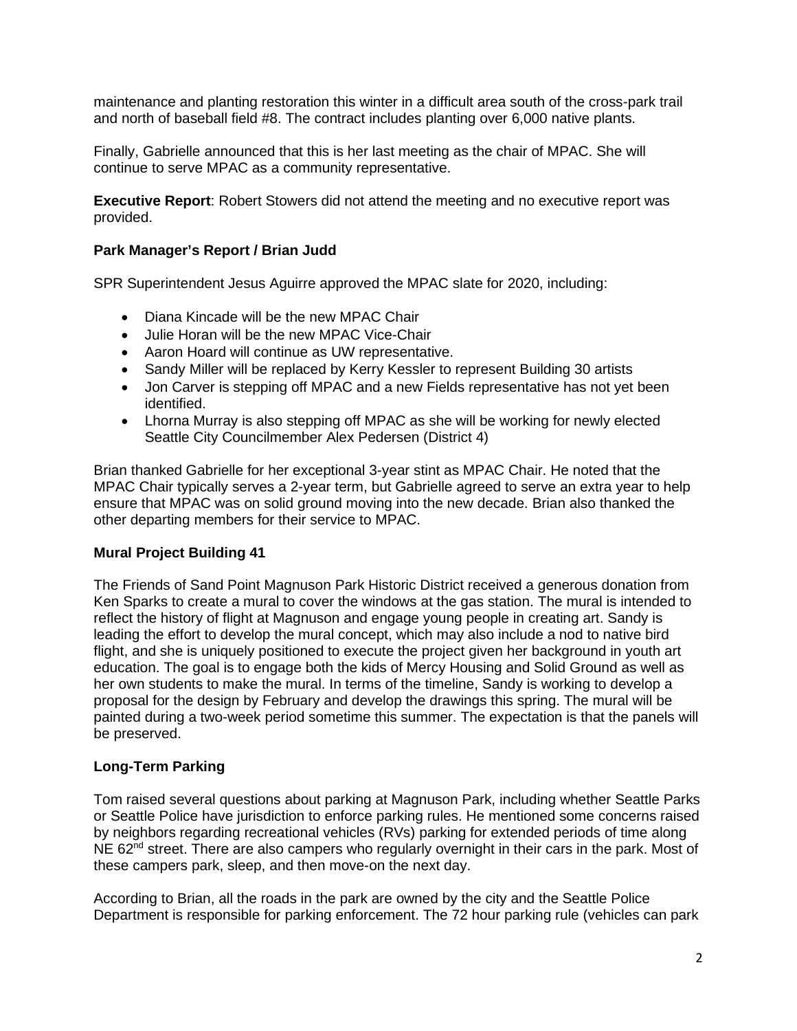maintenance and planting restoration this winter in a difficult area south of the cross-park trail and north of baseball field #8. The contract includes planting over 6,000 native plants.

Finally, Gabrielle announced that this is her last meeting as the chair of MPAC. She will continue to serve MPAC as a community representative.

**Executive Report**: Robert Stowers did not attend the meeting and no executive report was provided.

### Park Manager's Report / Brian Judd

SPR Superintendent Jesus Aguirre approved the MPAC slate for 2020, including:

- Diana Kincade will be the new MPAC Chair
- Julie Horan will be the new MPAC Vice-Chair
- Aaron Hoard will continue as UW representative.
- Sandy Miller will be replaced by Kerry Kessler to represent Building 30 artists
- Jon Carver is stepping off MPAC and a new Fields representative has not yet been identified.
- Lhorna Murray is also stepping off MPAC as she will be working for newly elected Seattle City Councilmember Alex Pedersen (District 4)

Brian thanked Gabrielle for her exceptional 3-year stint as MPAC Chair. He noted that the MPAC Chair typically serves a 2-year term, but Gabrielle agreed to serve an extra year to help ensure that MPAC was on solid ground moving into the new decade. Brian also thanked the other departing members for their service to MPAC.

### Mural Project Building 41

The Friends of Sand Point Magnuson Park Historic District received a generous donation from Ken Sparks to create a mural to cover the windows at the gas station. The mural is intended to reflect the history of flight at Magnuson and engage young people in creating art. Sandy is leading the effort to develop the mural concept, which may also include a nod to native bird flight, and she is uniquely positioned to execute the project given her background in youth art education. The goal is to engage both the kids of Mercy Housing and Solid Ground as well as her own students to make the mural. In terms of the timeline, Sandy is working to develop a proposal for the design by February and develop the drawings this spring. The mural will be painted during a two-week period sometime this summer. The expectation is that the panels will be preserved.

### Long-Term Parking

Tom raised several questions about parking at Magnuson Park, including whether Seattle Parks or Seattle Police have jurisdiction to enforce parking rules. He mentioned some concerns raised by neighbors regarding recreational vehicles (RVs) parking for extended periods of time along NE 62nd street. There are also campers who regularly overnight in their cars in the park. Most of these campers park, sleep, and then move-on the next day.

According to Brian, all the roads in the park are owned by the city and the Seattle Police Department is responsible for parking enforcement. The 72 hour parking rule (vehicles can park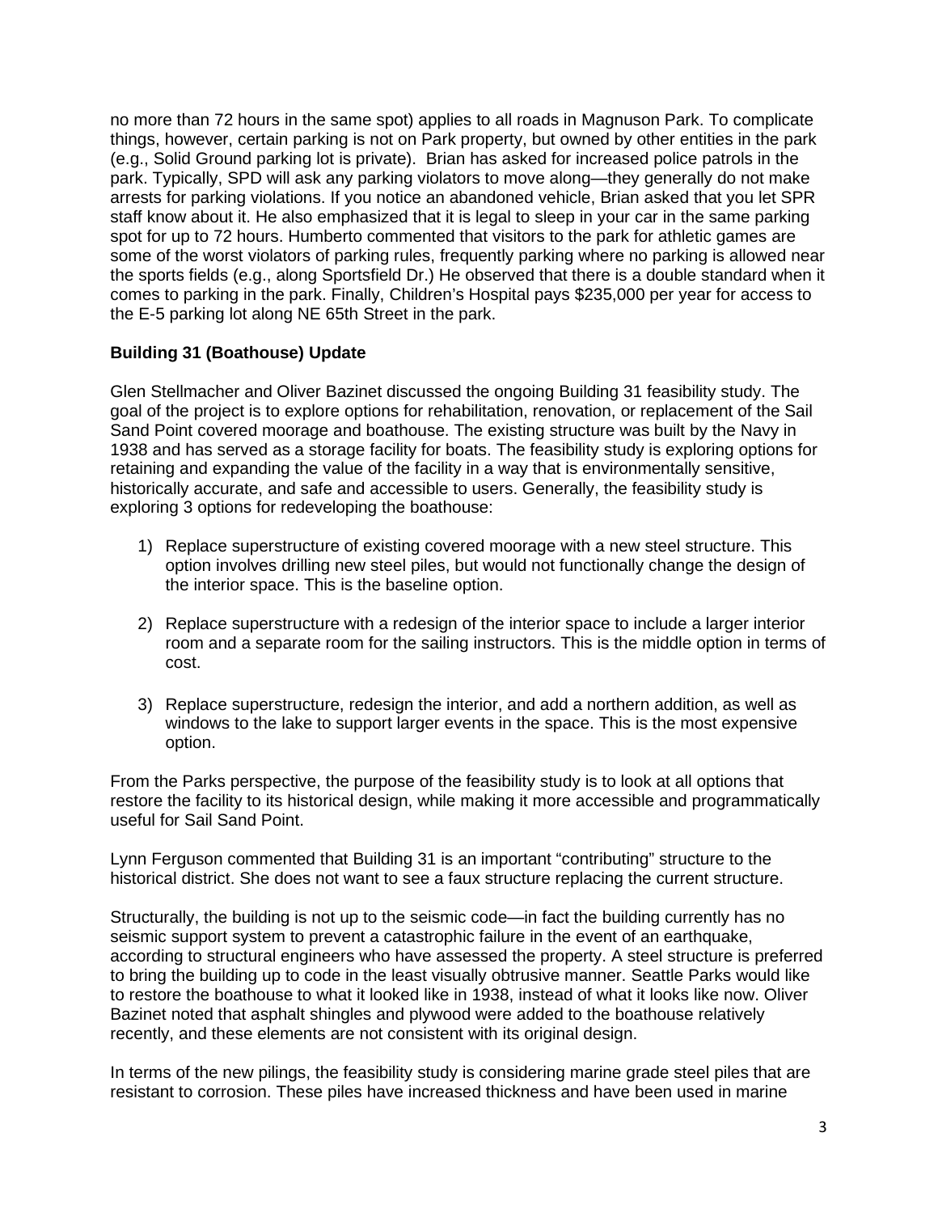no more than 72 hours in the same spot) applies to all roads in Magnuson Park. To complicate things, however, certain parking is not on Park property, but owned by other entities in the park (e.g., Solid Ground parking lot is private). Brian has asked for increased police patrols in the park. Typically, SPD will ask any parking violators to move along—they generally do not make arrests for parking violations. If you notice an abandoned vehicle, Brian asked that you let SPR staff know about it. He also emphasized that it is legal to sleep in your car in the same parking spot for up to 72 hours. Humberto commented that visitors to the park for athletic games are some of the worst violators of parking rules, frequently parking where no parking is allowed near the sports fields (e.g., along Sportsfield Dr.) He observed that there is a double standard when it comes to parking in the park. Finally, Children's Hospital pays $235,000 per year for access to the E-5 parking lot along NE 65th Street in the park.

**Building 31 (Boathouse) Update**

Glen Stellmacher and Oliver Bazinet discussed the ongoing Building 31 feasibility study. The goal of the project is to explore options for rehabilitation, renovation, or replacement of the Sail Sand Point covered moorage and boathouse. The existing structure was built by the Navy in 1938 and has served as a storage facility for boats. The feasibility study is exploring options for retaining and expanding the value of the facility in a way that is environmentally sensitive, historically accurate, and safe and accessible to users. Generally, the feasibility study is exploring 3 options for redeveloping the boathouse:

1) Replace superstructure of existing covered moorage with a new steel structure. This option involves drilling new steel piles, but would not functionally change the design of the interior space. This is the baseline option.

2) Replace superstructure with a redesign of the interior space to include a larger interior room and a separate room for the sailing instructors. This is the middle option in terms of cost.

3) Replace superstructure, redesign the interior, and add a northern addition, as well as windows to the lake to support larger events in the space. This is the most expensive option.

From the Parks perspective, the purpose of the feasibility study is to look at all options that restore the facility to its historical design, while making it more accessible and programmatically useful for Sail Sand Point.

Lynn Ferguson commented that Building 31 is an important "contributing" structure to the historical district. She does not want to see a faux structure replacing the current structure.

Structurally, the building is not up to the seismic code—in fact the building currently has no seismic support system to prevent a catastrophic failure in the event of an earthquake, according to structural engineers who have assessed the property. A steel structure is preferred to bring the building up to code in the least visually obtrusive manner. Seattle Parks would like to restore the boathouse to what it looked like in 1938, instead of what it looks like now. Oliver Bazinet noted that asphalt shingles and plywood were added to the boathouse relatively recently, and these elements are not consistent with its original design.

In terms of the new pilings, the feasibility study is considering marine grade steel piles that are resistant to corrosion. These piles have increased thickness and have been used in marine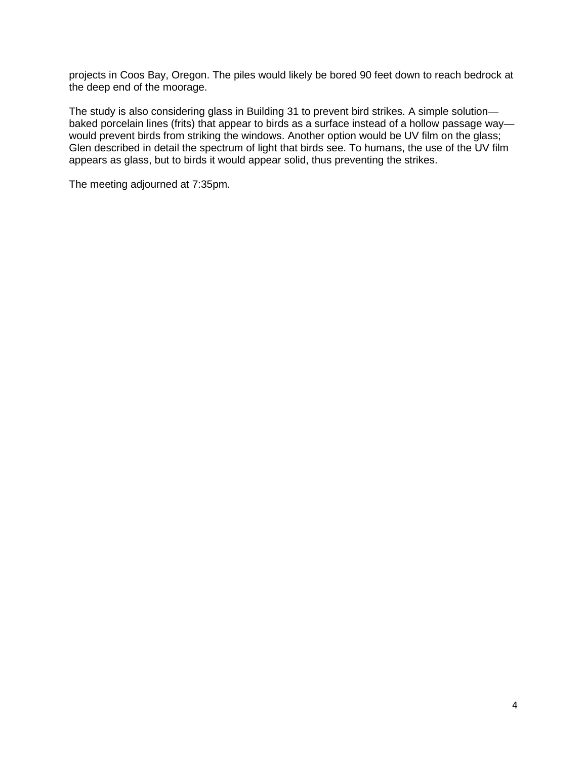projects in Coos Bay, Oregon. The piles would likely be bored 90 feet down to reach bedrock at the deep end of the moorage.

The study is also considering glass in Building 31 to prevent bird strikes. A simple solution—baked porcelain lines (frits) that appear to birds as a surface instead of a hollow passage way—would prevent birds from striking the windows. Another option would be UV film on the glass; Glen described in detail the spectrum of light that birds see. To humans, the use of the UV film appears as glass, but to birds it would appear solid, thus preventing the strikes.

The meeting adjourned at 7:35pm.